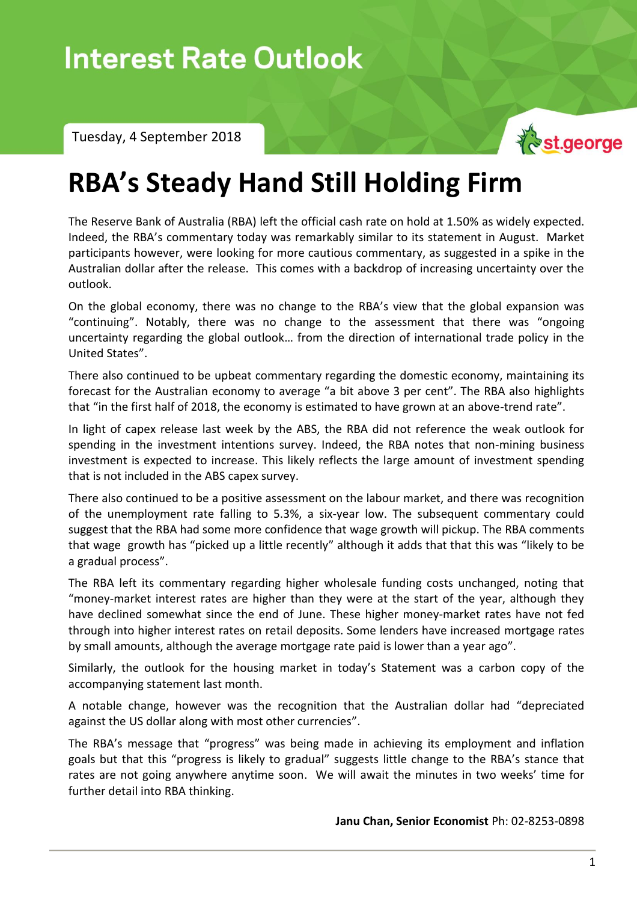# Interest Rate Outlook

Tuesday, 4 September 2018

st.george

# RBA's Steady Hand Still Holding Firm

The Reserve Bank of Australia (RBA) left the official cash rate on hold at 1.50% as widely expected. Indeed, the RBA's commentary today was remarkably similar to its statement in August. Market participants however, were looking for more cautious commentary, as suggested in a spike in the Australian dollar after the release. This comes with a backdrop of increasing uncertainty over the outlook.

On the global economy, there was no change to the RBA's view that the global expansion was "continuing". Notably, there was no change to the assessment that there was "ongoing uncertainty regarding the global outlook… from the direction of international trade policy in the United States".

There also continued to be upbeat commentary regarding the domestic economy, maintaining its forecast for the Australian economy to average "a bit above 3 per cent". The RBA also highlights that "in the first half of 2018, the economy is estimated to have grown at an above-trend rate".

In light of capex release last week by the ABS, the RBA did not reference the weak outlook for spending in the investment intentions survey. Indeed, the RBA notes that non-mining business investment is expected to increase. This likely reflects the large amount of investment spending that is not included in the ABS capex survey.

There also continued to be a positive assessment on the labour market, and there was recognition of the unemployment rate falling to 5.3%, a six-year low. The subsequent commentary could suggest that the RBA had some more confidence that wage growth will pickup. The RBA comments that wage growth has "picked up a little recently" although it adds that that this was "likely to be a gradual process".

The RBA left its commentary regarding higher wholesale funding costs unchanged, noting that "money-market interest rates are higher than they were at the start of the year, although they have declined somewhat since the end of June. These higher money-market rates have not fed through into higher interest rates on retail deposits. Some lenders have increased mortgage rates by small amounts, although the average mortgage rate paid is lower than a year ago".

Similarly, the outlook for the housing market in today's Statement was a carbon copy of the accompanying statement last month.

A notable change, however was the recognition that the Australian dollar had "depreciated against the US dollar along with most other currencies".

The RBA's message that "progress" was being made in achieving its employment and inflation goals but that this "progress is likely to gradual" suggests little change to the RBA's stance that rates are not going anywhere anytime soon. We will await the minutes in two weeks' time for further detail into RBA thinking.

**Janu Chan, Senior Economist** Ph: 02-8253-0898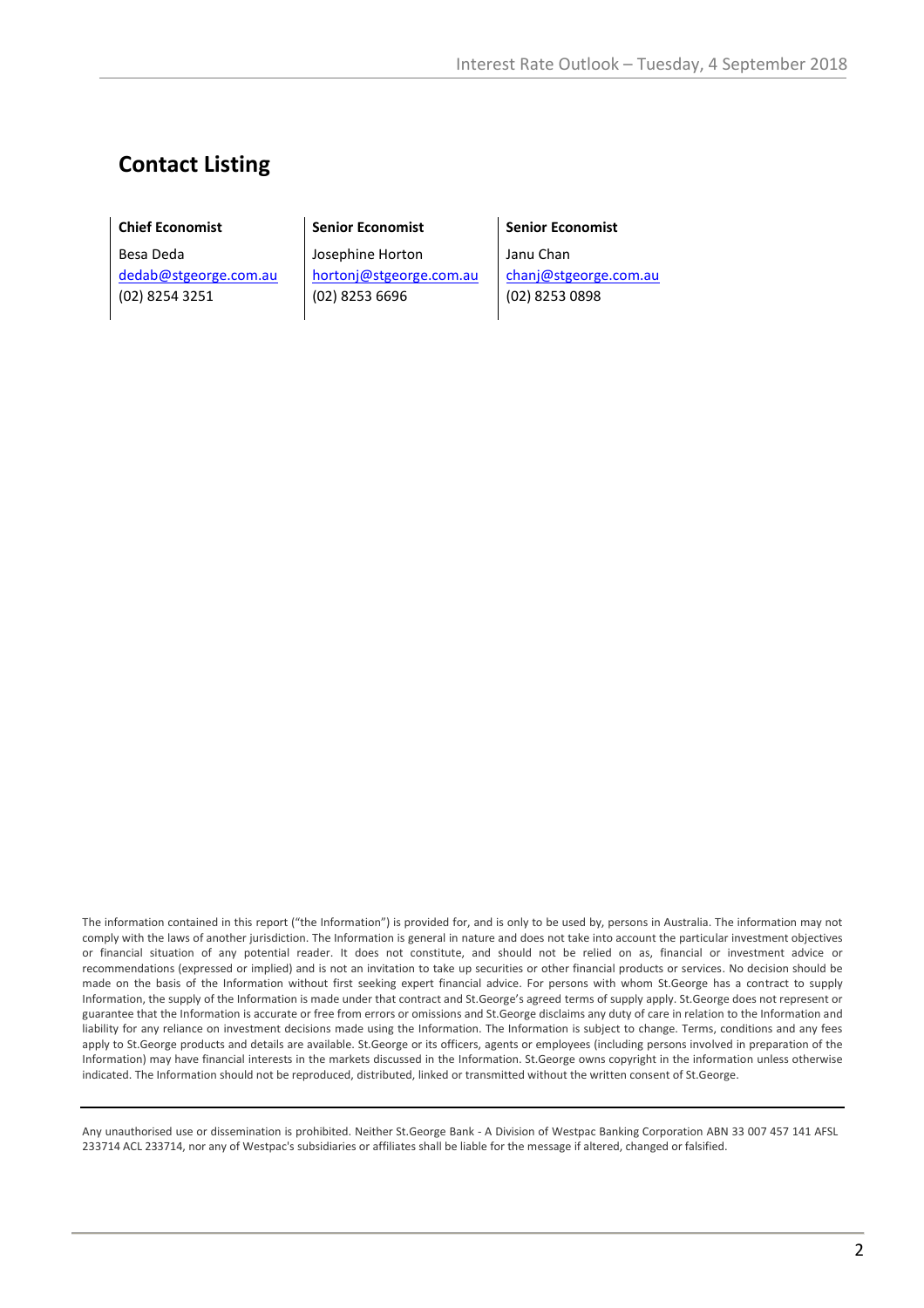## Contact Listing

**Chief Economist**

Besa Deda
dedab@stgeorge.com.au
(02) 8254 3251

**Senior Economist**

Josephine Horton
hortonj@stgeorge.com.au
(02) 8253 6696

**Senior Economist**

Janu Chan
chanj@stgeorge.com.au
(02) 8253 0898

The information contained in this report ("the Information") is provided for, and is only to be used by, persons in Australia. The information may not comply with the laws of another jurisdiction. The Information is general in nature and does not take into account the particular investment objectives or financial situation of any potential reader. It does not constitute, and should not be relied on as, financial or investment advice or recommendations (expressed or implied) and is not an invitation to take up securities or other financial products or services. No decision should be made on the basis of the Information without first seeking expert financial advice. For persons with whom St.George has a contract to supply Information, the supply of the Information is made under that contract and St.George's agreed terms of supply apply. St.George does not represent or guarantee that the Information is accurate or free from errors or omissions and St.George disclaims any duty of care in relation to the Information and liability for any reliance on investment decisions made using the Information. The Information is subject to change. Terms, conditions and any fees apply to St.George products and details are available. St.George or its officers, agents or employees (including persons involved in preparation of the Information) may have financial interests in the markets discussed in the Information. St.George owns copyright in the information unless otherwise indicated. The Information should not be reproduced, distributed, linked or transmitted without the written consent of St.George.

Any unauthorised use or dissemination is prohibited. Neither St.George Bank - A Division of Westpac Banking Corporation ABN 33 007 457 141 AFSL 233714 ACL 233714, nor any of Westpac's subsidiaries or affiliates shall be liable for the message if altered, changed or falsified.